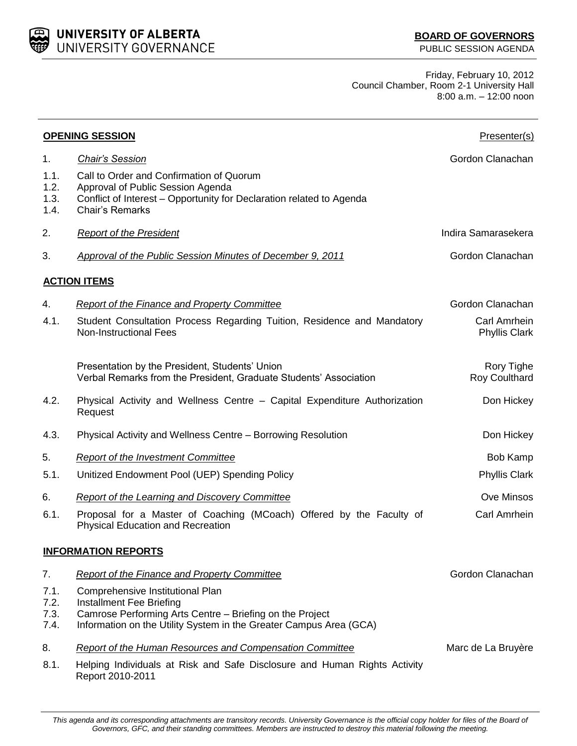**UNIVERSITY OF ALBERTA**
UNIVERSITY GOVERNANCE

**BOARD OF GOVERNORS**
PUBLIC SESSION AGENDA

Friday, February 10, 2012
Council Chamber, Room 2-1 University Hall
8:00 a.m. – 12:00 noon

| | **OPENING SESSION** | Presenter(s) |
|---|---|---|
| 1. | *Chair's Session* | Gordon Clanachan |
| 1.1. | Call to Order and Confirmation of Quorum | |
| 1.2. | Approval of Public Session Agenda | |
| 1.3. | Conflict of Interest – Opportunity for Declaration related to Agenda | |
| 1.4. | Chair's Remarks | |
| 2. | *Report of the President* | Indira Samarasekera |
| 3. | *Approval of the Public Session Minutes of December 9, 2011* | Gordon Clanachan |
| | **ACTION ITEMS** | |
| 4. | *Report of the Finance and Property Committee* | Gordon Clanachan |
| 4.1. | Student Consultation Process Regarding Tuition, Residence and Mandatory Non-Instructional Fees | Carl Amrhein<br>Phyllis Clark |
| | Presentation by the President, Students' Union<br>Verbal Remarks from the President, Graduate Students' Association | Rory Tighe<br>Roy Coulthard |
| 4.2. | Physical Activity and Wellness Centre – Capital Expenditure Authorization Request | Don Hickey |
| 4.3. | Physical Activity and Wellness Centre – Borrowing Resolution | Don Hickey |
| 5. | *Report of the Investment Committee* | Bob Kamp |
| 5.1. | Unitized Endowment Pool (UEP) Spending Policy | Phyllis Clark |
| 6. | *Report of the Learning and Discovery Committee* | Ove Minsos |
| 6.1. | Proposal for a Master of Coaching (MCoach) Offered by the Faculty of Physical Education and Recreation | Carl Amrhein |
| | **INFORMATION REPORTS** | |
| 7. | *Report of the Finance and Property Committee* | Gordon Clanachan |
| 7.1. | Comprehensive Institutional Plan | |
| 7.2. | Installment Fee Briefing | |
| 7.3. | Camrose Performing Arts Centre – Briefing on the Project | |
| 7.4. | Information on the Utility System in the Greater Campus Area (GCA) | |
| 8. | *Report of the Human Resources and Compensation Committee* | Marc de La Bruyère |
| 8.1. | Helping Individuals at Risk and Safe Disclosure and Human Rights Activity Report 2010-2011 | |

*This agenda and its corresponding attachments are transitory records. University Governance is the official copy holder for files of the Board of Governors, GFC, and their standing committees. Members are instructed to destroy this material following the meeting.*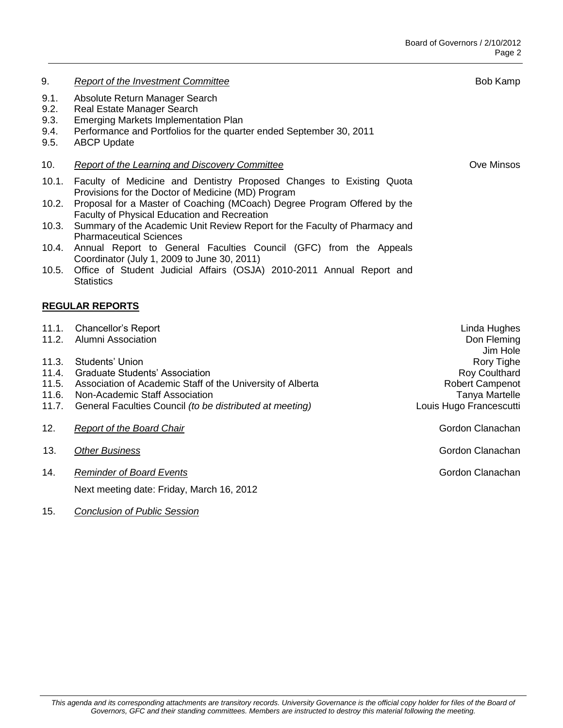9. *Report of the Investment Committee* — Bob Kamp

9.1. Absolute Return Manager Search
9.2. Real Estate Manager Search
9.3. Emerging Markets Implementation Plan
9.4. Performance and Portfolios for the quarter ended September 30, 2011
9.5. ABCP Update

10. *Report of the Learning and Discovery Committee* — Ove Minsos

10.1. Faculty of Medicine and Dentistry Proposed Changes to Existing Quota Provisions for the Doctor of Medicine (MD) Program
10.2. Proposal for a Master of Coaching (MCoach) Degree Program Offered by the Faculty of Physical Education and Recreation
10.3. Summary of the Academic Unit Review Report for the Faculty of Pharmacy and Pharmaceutical Sciences
10.4. Annual Report to General Faculties Council (GFC) from the Appeals Coordinator (July 1, 2009 to June 30, 2011)
10.5. Office of Student Judicial Affairs (OSJA) 2010-2011 Annual Report and Statistics

**REGULAR REPORTS**

11.1. Chancellor's Report — Linda Hughes
11.2. Alumni Association — Don Fleming, Jim Hole
11.3. Students' Union — Rory Tighe
11.4. Graduate Students' Association — Roy Coulthard
11.5. Association of Academic Staff of the University of Alberta — Robert Campenot
11.6. Non-Academic Staff Association — Tanya Martelle
11.7. General Faculties Council *(to be distributed at meeting)* — Louis Hugo Francescutti

12. *Report of the Board Chair* — Gordon Clanachan

13. *Other Business* — Gordon Clanachan

14. *Reminder of Board Events* — Gordon Clanachan

Next meeting date: Friday, March 16, 2012

15. *Conclusion of Public Session*

*This agenda and its corresponding attachments are transitory records. University Governance is the official copy holder for files of the Board of Governors, GFC and their standing committees. Members are instructed to destroy this material following the meeting.*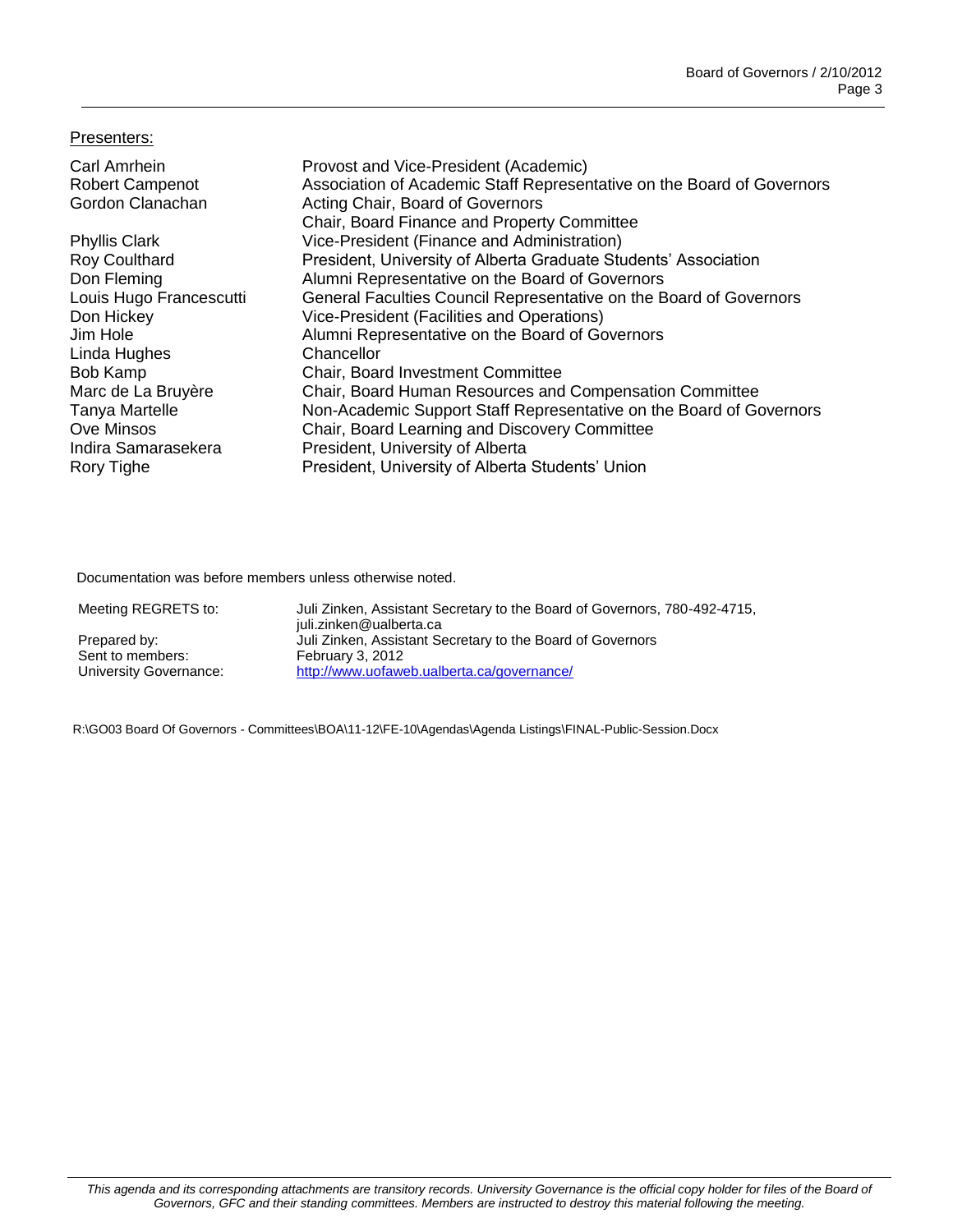Presenters:

| | |
|---|---|
| Carl Amrhein | Provost and Vice-President (Academic) |
| Robert Campenot | Association of Academic Staff Representative on the Board of Governors |
| Gordon Clanachan | Acting Chair, Board of Governors<br>Chair, Board Finance and Property Committee |
| Phyllis Clark | Vice-President (Finance and Administration) |
| Roy Coulthard | President, University of Alberta Graduate Students' Association |
| Don Fleming | Alumni Representative on the Board of Governors |
| Louis Hugo Francescutti | General Faculties Council Representative on the Board of Governors |
| Don Hickey | Vice-President (Facilities and Operations) |
| Jim Hole | Alumni Representative on the Board of Governors |
| Linda Hughes | Chancellor |
| Bob Kamp | Chair, Board Investment Committee |
| Marc de La Bruyère | Chair, Board Human Resources and Compensation Committee |
| Tanya Martelle | Non-Academic Support Staff Representative on the Board of Governors |
| Ove Minsos | Chair, Board Learning and Discovery Committee |
| Indira Samarasekera | President, University of Alberta |
| Rory Tighe | President, University of Alberta Students' Union |

Documentation was before members unless otherwise noted.

| | |
|---|---|
| Meeting REGRETS to: | Juli Zinken, Assistant Secretary to the Board of Governors, 780-492-4715, juli.zinken@ualberta.ca |
| Prepared by: | Juli Zinken, Assistant Secretary to the Board of Governors |
| Sent to members: | February 3, 2012 |
| University Governance: | http://www.uofaweb.ualberta.ca/governance/ |

R:\GO03 Board Of Governors - Committees\BOA\11-12\FE-10\Agendas\Agenda Listings\FINAL-Public-Session.Docx

*This agenda and its corresponding attachments are transitory records. University Governance is the official copy holder for files of the Board of Governors, GFC and their standing committees. Members are instructed to destroy this material following the meeting.*